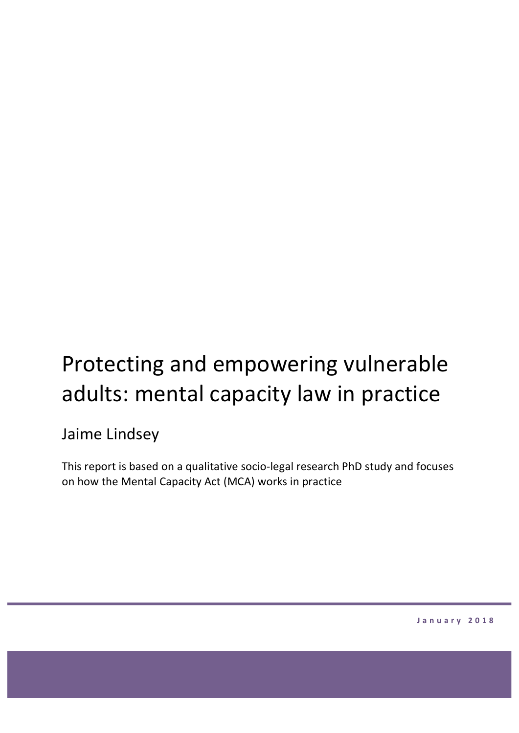# Protecting and empowering vulnerable adults: mental capacity law in practice

Jaime Lindsey

This report is based on a qualitative socio-legal research PhD study and focuses on how the Mental Capacity Act (MCA) works in practice

January 2018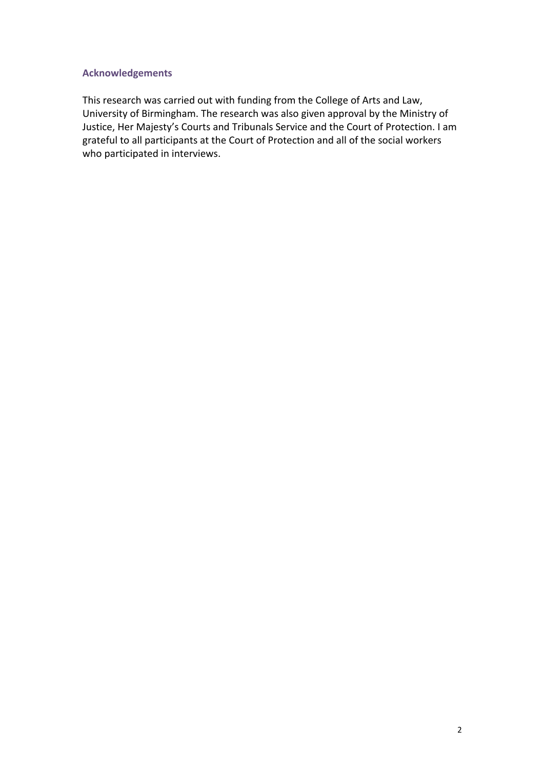## Acknowledgements

This research was carried out with funding from the College of Arts and Law, University of Birmingham. The research was also given approval by the Ministry of Justice, Her Majesty's Courts and Tribunals Service and the Court of Protection. I am grateful to all participants at the Court of Protection and all of the social workers who participated in interviews.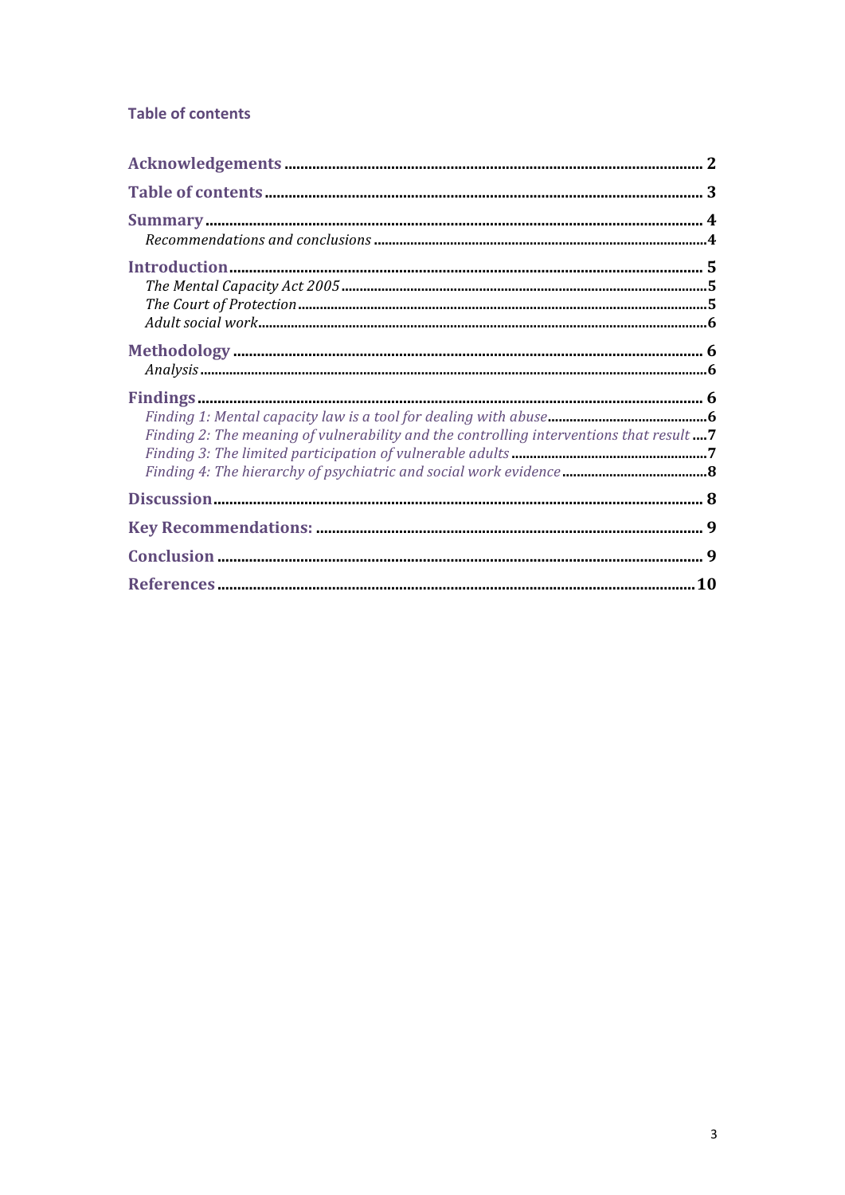## Table of contents

**Acknowledgements** .......... 2

**Table of contents** .......... 3

**Summary** .......... 4

*Recommendations and conclusions* .......... 4

**Introduction** .......... 5

*The Mental Capacity Act 2005* .......... 5

*The Court of Protection* .......... 5

*Adult social work* .......... 6

**Methodology** .......... 6

*Analysis* .......... 6

**Findings** .......... 6

*Finding 1: Mental capacity law is a tool for dealing with abuse* .......... 6

*Finding 2: The meaning of vulnerability and the controlling interventions that result* .......... 7

*Finding 3: The limited participation of vulnerable adults* .......... 7

*Finding 4: The hierarchy of psychiatric and social work evidence* .......... 8

**Discussion** .......... 8

**Key Recommendations:** .......... 9

**Conclusion** .......... 9

**References** .......... 10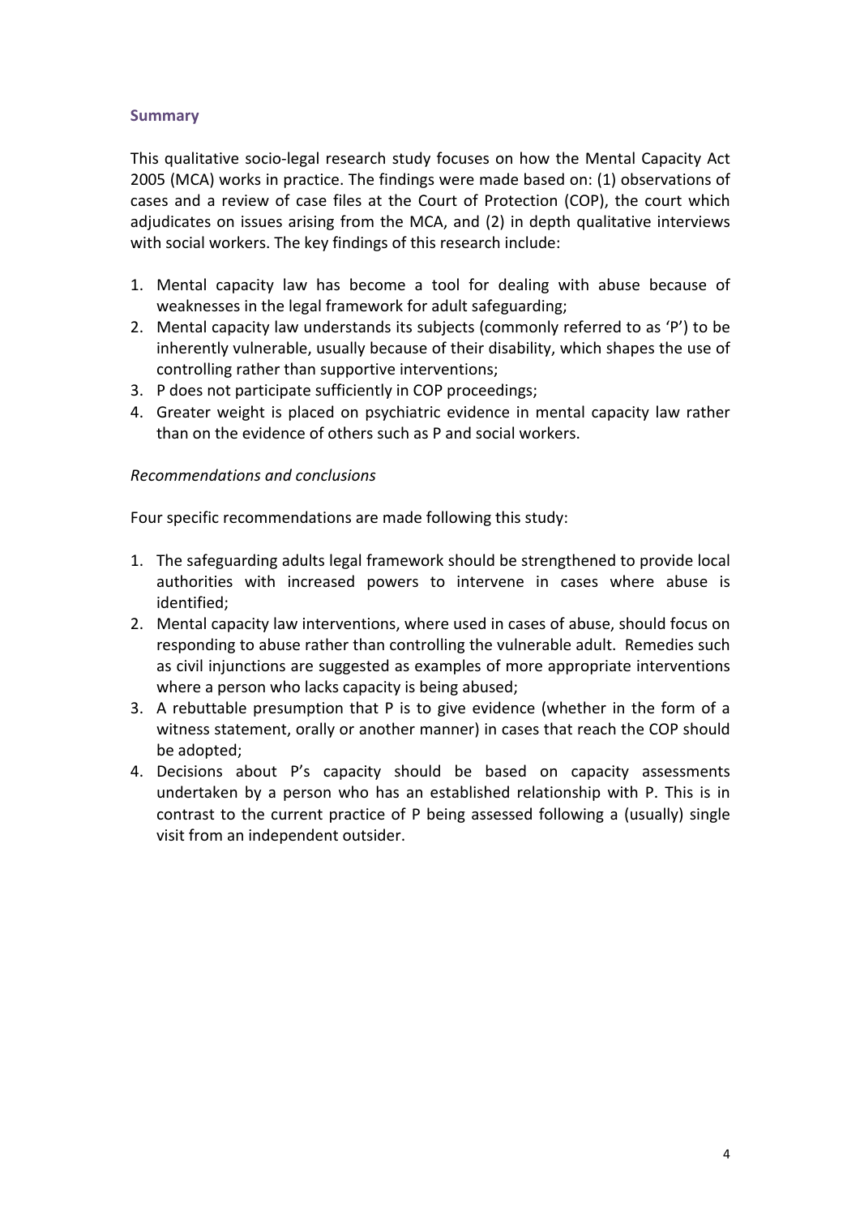## Summary

This qualitative socio-legal research study focuses on how the Mental Capacity Act 2005 (MCA) works in practice. The findings were made based on: (1) observations of cases and a review of case files at the Court of Protection (COP), the court which adjudicates on issues arising from the MCA, and (2) in depth qualitative interviews with social workers. The key findings of this research include:

1. Mental capacity law has become a tool for dealing with abuse because of weaknesses in the legal framework for adult safeguarding;
2. Mental capacity law understands its subjects (commonly referred to as 'P') to be inherently vulnerable, usually because of their disability, which shapes the use of controlling rather than supportive interventions;
3. P does not participate sufficiently in COP proceedings;
4. Greater weight is placed on psychiatric evidence in mental capacity law rather than on the evidence of others such as P and social workers.

*Recommendations and conclusions*

Four specific recommendations are made following this study:

1. The safeguarding adults legal framework should be strengthened to provide local authorities with increased powers to intervene in cases where abuse is identified;
2. Mental capacity law interventions, where used in cases of abuse, should focus on responding to abuse rather than controlling the vulnerable adult. Remedies such as civil injunctions are suggested as examples of more appropriate interventions where a person who lacks capacity is being abused;
3. A rebuttable presumption that P is to give evidence (whether in the form of a witness statement, orally or another manner) in cases that reach the COP should be adopted;
4. Decisions about P's capacity should be based on capacity assessments undertaken by a person who has an established relationship with P. This is in contrast to the current practice of P being assessed following a (usually) single visit from an independent outsider.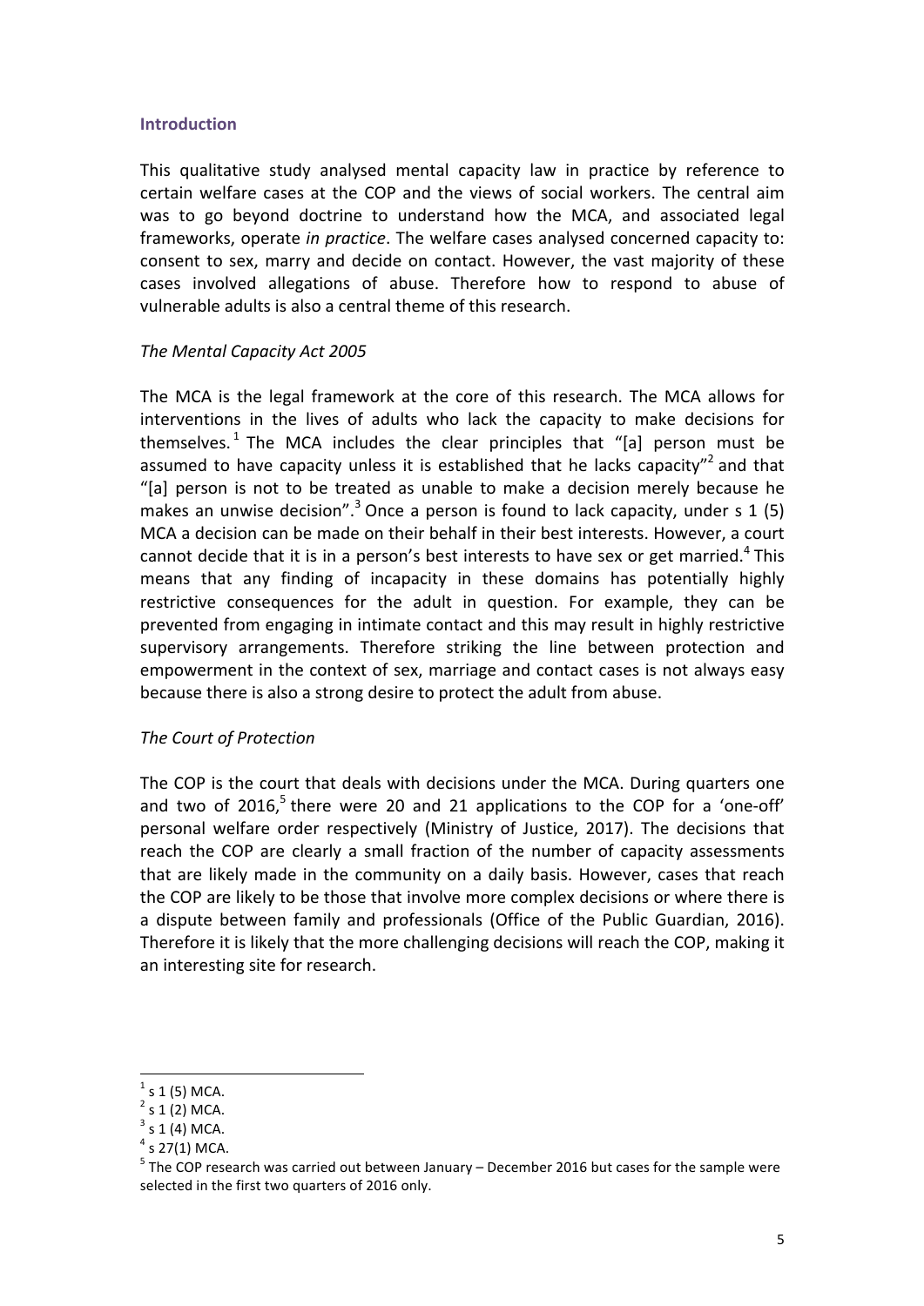## Introduction

This qualitative study analysed mental capacity law in practice by reference to certain welfare cases at the COP and the views of social workers. The central aim was to go beyond doctrine to understand how the MCA, and associated legal frameworks, operate *in practice*. The welfare cases analysed concerned capacity to: consent to sex, marry and decide on contact. However, the vast majority of these cases involved allegations of abuse. Therefore how to respond to abuse of vulnerable adults is also a central theme of this research.

### *The Mental Capacity Act 2005*

The MCA is the legal framework at the core of this research. The MCA allows for interventions in the lives of adults who lack the capacity to make decisions for themselves.[1] The MCA includes the clear principles that "[a] person must be assumed to have capacity unless it is established that he lacks capacity"[2] and that "[a] person is not to be treated as unable to make a decision merely because he makes an unwise decision".[3] Once a person is found to lack capacity, under s 1 (5) MCA a decision can be made on their behalf in their best interests. However, a court cannot decide that it is in a person's best interests to have sex or get married.[4] This means that any finding of incapacity in these domains has potentially highly restrictive consequences for the adult in question. For example, they can be prevented from engaging in intimate contact and this may result in highly restrictive supervisory arrangements. Therefore striking the line between protection and empowerment in the context of sex, marriage and contact cases is not always easy because there is also a strong desire to protect the adult from abuse.

### *The Court of Protection*

The COP is the court that deals with decisions under the MCA. During quarters one and two of 2016,[5] there were 20 and 21 applications to the COP for a 'one-off' personal welfare order respectively (Ministry of Justice, 2017). The decisions that reach the COP are clearly a small fraction of the number of capacity assessments that are likely made in the community on a daily basis. However, cases that reach the COP are likely to be those that involve more complex decisions or where there is a dispute between family and professionals (Office of the Public Guardian, 2016). Therefore it is likely that the more challenging decisions will reach the COP, making it an interesting site for research.

---

[1] s 1 (5) MCA.

[2] s 1 (2) MCA.

[3] s 1 (4) MCA.

[4] s 27(1) MCA.

[5] The COP research was carried out between January – December 2016 but cases for the sample were selected in the first two quarters of 2016 only.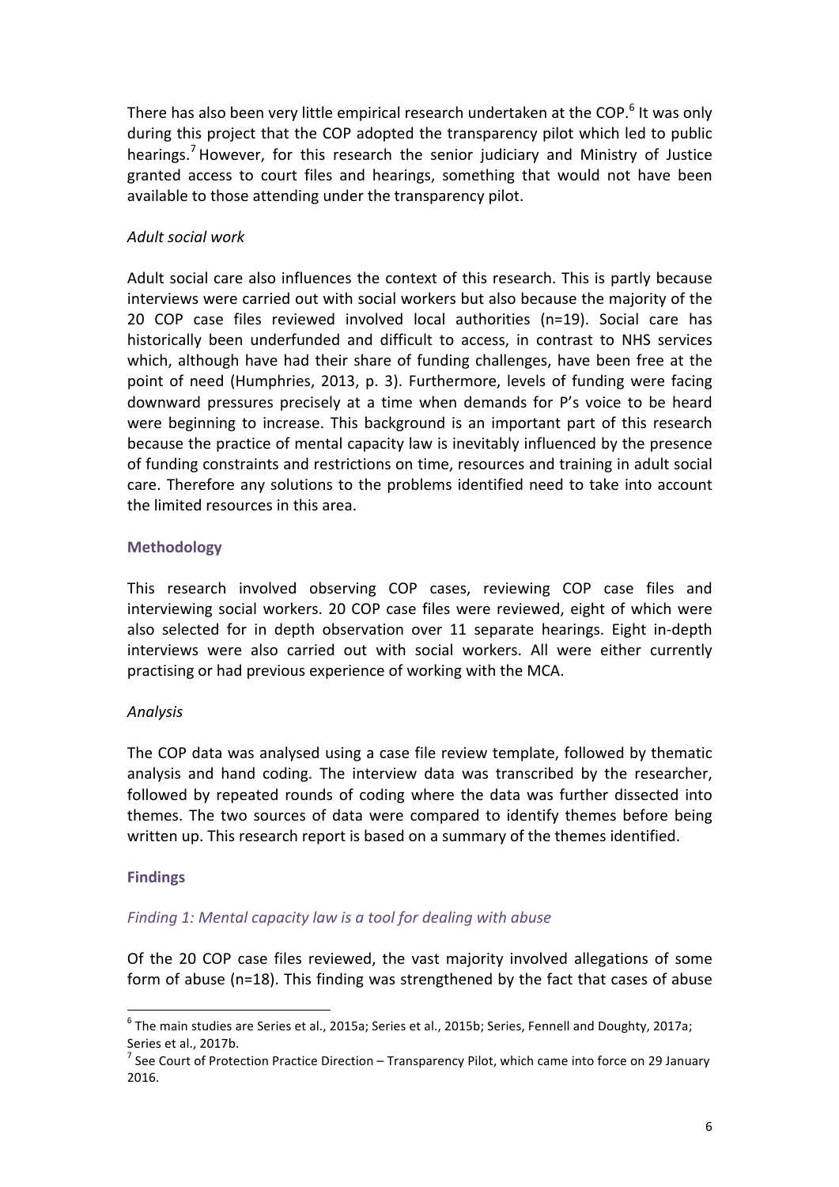There has also been very little empirical research undertaken at the COP.[6] It was only during this project that the COP adopted the transparency pilot which led to public hearings.[7] However, for this research the senior judiciary and Ministry of Justice granted access to court files and hearings, something that would not have been available to those attending under the transparency pilot.

*Adult social work*

Adult social care also influences the context of this research. This is partly because interviews were carried out with social workers but also because the majority of the 20 COP case files reviewed involved local authorities (n=19). Social care has historically been underfunded and difficult to access, in contrast to NHS services which, although have had their share of funding challenges, have been free at the point of need (Humphries, 2013, p. 3). Furthermore, levels of funding were facing downward pressures precisely at a time when demands for P's voice to be heard were beginning to increase. This background is an important part of this research because the practice of mental capacity law is inevitably influenced by the presence of funding constraints and restrictions on time, resources and training in adult social care. Therefore any solutions to the problems identified need to take into account the limited resources in this area.

## Methodology

This research involved observing COP cases, reviewing COP case files and interviewing social workers. 20 COP case files were reviewed, eight of which were also selected for in depth observation over 11 separate hearings. Eight in-depth interviews were also carried out with social workers. All were either currently practising or had previous experience of working with the MCA.

*Analysis*

The COP data was analysed using a case file review template, followed by thematic analysis and hand coding. The interview data was transcribed by the researcher, followed by repeated rounds of coding where the data was further dissected into themes. The two sources of data were compared to identify themes before being written up. This research report is based on a summary of the themes identified.

## Findings

*Finding 1: Mental capacity law is a tool for dealing with abuse*

Of the 20 COP case files reviewed, the vast majority involved allegations of some form of abuse (n=18). This finding was strengthened by the fact that cases of abuse

---

[6] The main studies are Series et al., 2015a; Series et al., 2015b; Series, Fennell and Doughty, 2017a; Series et al., 2017b.

[7] See Court of Protection Practice Direction – Transparency Pilot, which came into force on 29 January 2016.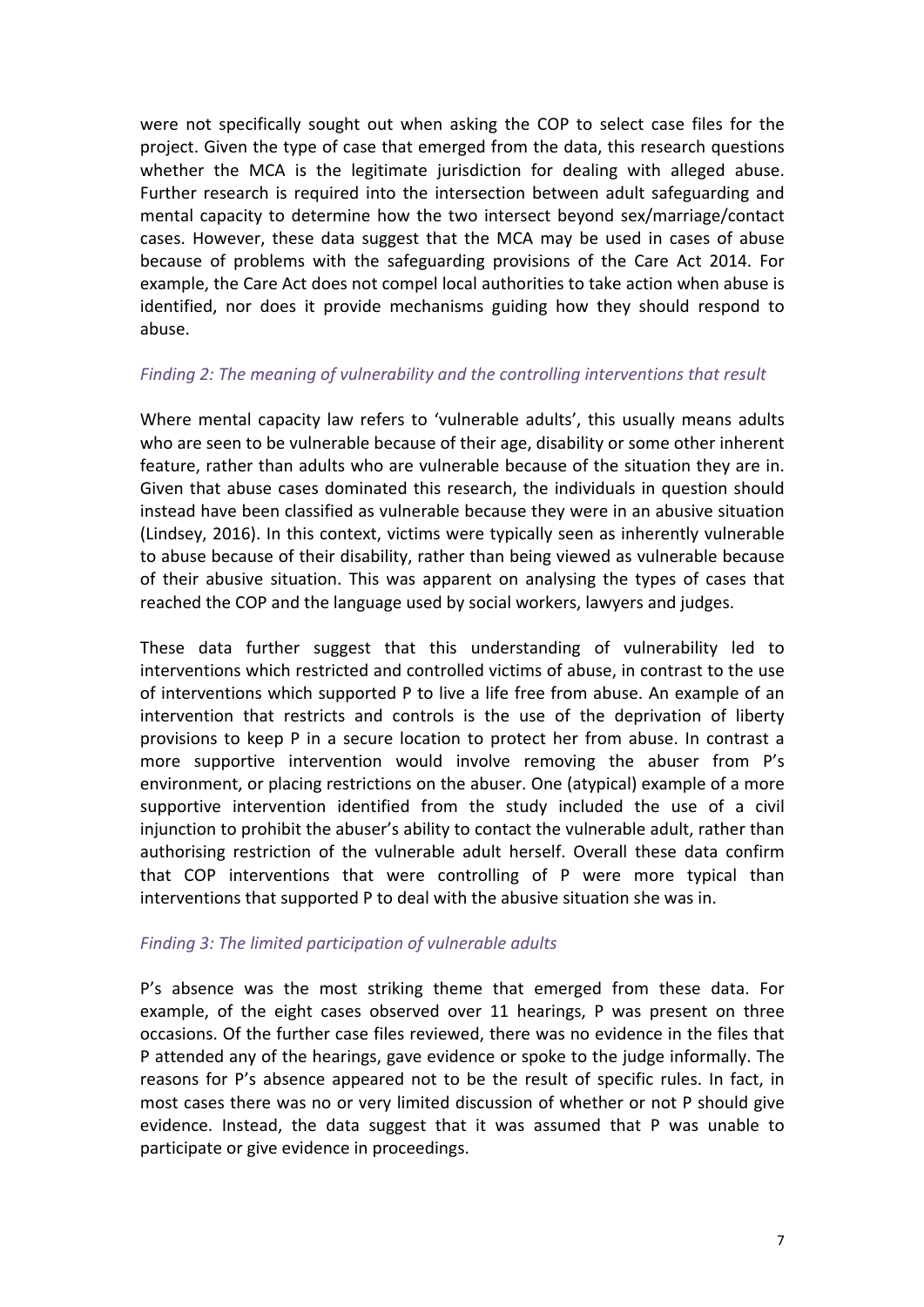were not specifically sought out when asking the COP to select case files for the project. Given the type of case that emerged from the data, this research questions whether the MCA is the legitimate jurisdiction for dealing with alleged abuse. Further research is required into the intersection between adult safeguarding and mental capacity to determine how the two intersect beyond sex/marriage/contact cases. However, these data suggest that the MCA may be used in cases of abuse because of problems with the safeguarding provisions of the Care Act 2014. For example, the Care Act does not compel local authorities to take action when abuse is identified, nor does it provide mechanisms guiding how they should respond to abuse.

### *Finding 2: The meaning of vulnerability and the controlling interventions that result*

Where mental capacity law refers to 'vulnerable adults', this usually means adults who are seen to be vulnerable because of their age, disability or some other inherent feature, rather than adults who are vulnerable because of the situation they are in. Given that abuse cases dominated this research, the individuals in question should instead have been classified as vulnerable because they were in an abusive situation (Lindsey, 2016). In this context, victims were typically seen as inherently vulnerable to abuse because of their disability, rather than being viewed as vulnerable because of their abusive situation. This was apparent on analysing the types of cases that reached the COP and the language used by social workers, lawyers and judges.

These data further suggest that this understanding of vulnerability led to interventions which restricted and controlled victims of abuse, in contrast to the use of interventions which supported P to live a life free from abuse. An example of an intervention that restricts and controls is the use of the deprivation of liberty provisions to keep P in a secure location to protect her from abuse. In contrast a more supportive intervention would involve removing the abuser from P's environment, or placing restrictions on the abuser. One (atypical) example of a more supportive intervention identified from the study included the use of a civil injunction to prohibit the abuser's ability to contact the vulnerable adult, rather than authorising restriction of the vulnerable adult herself. Overall these data confirm that COP interventions that were controlling of P were more typical than interventions that supported P to deal with the abusive situation she was in.

### *Finding 3: The limited participation of vulnerable adults*

P's absence was the most striking theme that emerged from these data. For example, of the eight cases observed over 11 hearings, P was present on three occasions. Of the further case files reviewed, there was no evidence in the files that P attended any of the hearings, gave evidence or spoke to the judge informally. The reasons for P's absence appeared not to be the result of specific rules. In fact, in most cases there was no or very limited discussion of whether or not P should give evidence. Instead, the data suggest that it was assumed that P was unable to participate or give evidence in proceedings.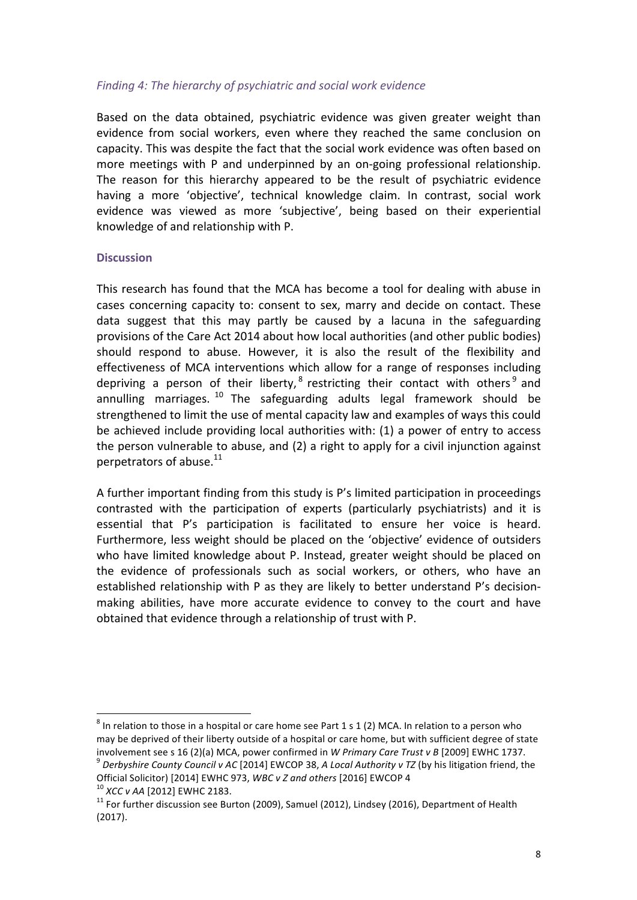*Finding 4: The hierarchy of psychiatric and social work evidence*

Based on the data obtained, psychiatric evidence was given greater weight than evidence from social workers, even where they reached the same conclusion on capacity. This was despite the fact that the social work evidence was often based on more meetings with P and underpinned by an on-going professional relationship. The reason for this hierarchy appeared to be the result of psychiatric evidence having a more 'objective', technical knowledge claim. In contrast, social work evidence was viewed as more 'subjective', being based on their experiential knowledge of and relationship with P.

## Discussion

This research has found that the MCA has become a tool for dealing with abuse in cases concerning capacity to: consent to sex, marry and decide on contact. These data suggest that this may partly be caused by a lacuna in the safeguarding provisions of the Care Act 2014 about how local authorities (and other public bodies) should respond to abuse. However, it is also the result of the flexibility and effectiveness of MCA interventions which allow for a range of responses including depriving a person of their liberty,[8] restricting their contact with others[9] and annulling marriages.[10] The safeguarding adults legal framework should be strengthened to limit the use of mental capacity law and examples of ways this could be achieved include providing local authorities with: (1) a power of entry to access the person vulnerable to abuse, and (2) a right to apply for a civil injunction against perpetrators of abuse.[11]

A further important finding from this study is P's limited participation in proceedings contrasted with the participation of experts (particularly psychiatrists) and it is essential that P's participation is facilitated to ensure her voice is heard. Furthermore, less weight should be placed on the 'objective' evidence of outsiders who have limited knowledge about P. Instead, greater weight should be placed on the evidence of professionals such as social workers, or others, who have an established relationship with P as they are likely to better understand P's decision-making abilities, have more accurate evidence to convey to the court and have obtained that evidence through a relationship of trust with P.

---

[8] In relation to those in a hospital or care home see Part 1 s 1 (2) MCA. In relation to a person who may be deprived of their liberty outside of a hospital or care home, but with sufficient degree of state involvement see s 16 (2)(a) MCA, power confirmed in *W Primary Care Trust v B* [2009] EWHC 1737.

[9] *Derbyshire County Council v AC* [2014] EWCOP 38, *A Local Authority v TZ* (by his litigation friend, the Official Solicitor) [2014] EWHC 973, *WBC v Z and others* [2016] EWCOP 4

[10] *XCC v AA* [2012] EWHC 2183.

[11] For further discussion see Burton (2009), Samuel (2012), Lindsey (2016), Department of Health (2017).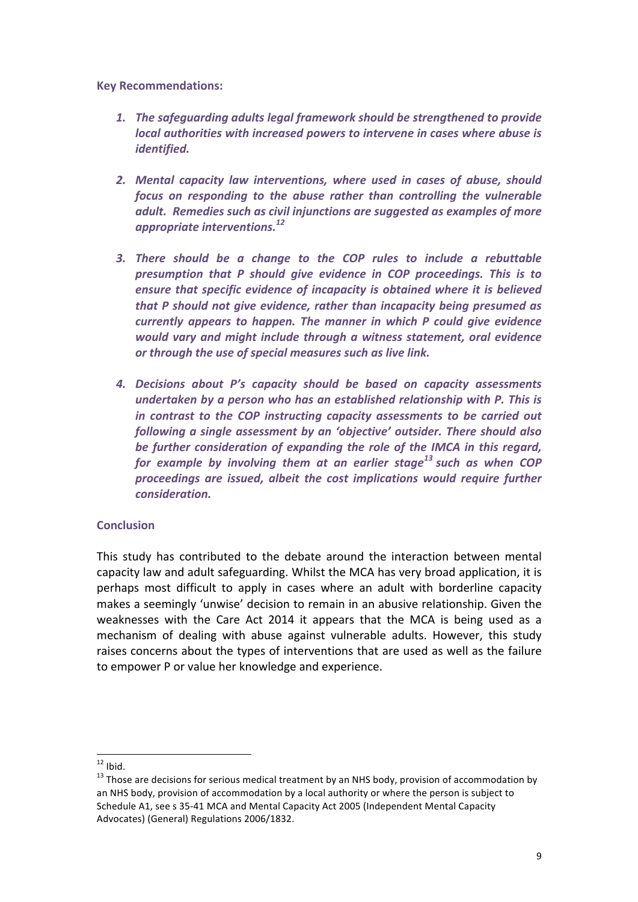**Key Recommendations:**

1. ***The safeguarding adults legal framework should be strengthened to provide local authorities with increased powers to intervene in cases where abuse is identified.***

2. ***Mental capacity law interventions, where used in cases of abuse, should focus on responding to the abuse rather than controlling the vulnerable adult. Remedies such as civil injunctions are suggested as examples of more appropriate interventions.[12]***

3. ***There should be a change to the COP rules to include a rebuttable presumption that P should give evidence in COP proceedings. This is to ensure that specific evidence of incapacity is obtained where it is believed that P should not give evidence, rather than incapacity being presumed as currently appears to happen. The manner in which P could give evidence would vary and might include through a witness statement, oral evidence or through the use of special measures such as live link.***

4. ***Decisions about P's capacity should be based on capacity assessments undertaken by a person who has an established relationship with P. This is in contrast to the COP instructing capacity assessments to be carried out following a single assessment by an 'objective' outsider. There should also be further consideration of expanding the role of the IMCA in this regard, for example by involving them at an earlier stage[13] such as when COP proceedings are issued, albeit the cost implications would require further consideration.***

**Conclusion**

This study has contributed to the debate around the interaction between mental capacity law and adult safeguarding. Whilst the MCA has very broad application, it is perhaps most difficult to apply in cases where an adult with borderline capacity makes a seemingly 'unwise' decision to remain in an abusive relationship. Given the weaknesses with the Care Act 2014 it appears that the MCA is being used as a mechanism of dealing with abuse against vulnerable adults. However, this study raises concerns about the types of interventions that are used as well as the failure to empower P or value her knowledge and experience.

---

[12] Ibid.

[13] Those are decisions for serious medical treatment by an NHS body, provision of accommodation by an NHS body, provision of accommodation by a local authority or where the person is subject to Schedule A1, see s 35-41 MCA and Mental Capacity Act 2005 (Independent Mental Capacity Advocates) (General) Regulations 2006/1832.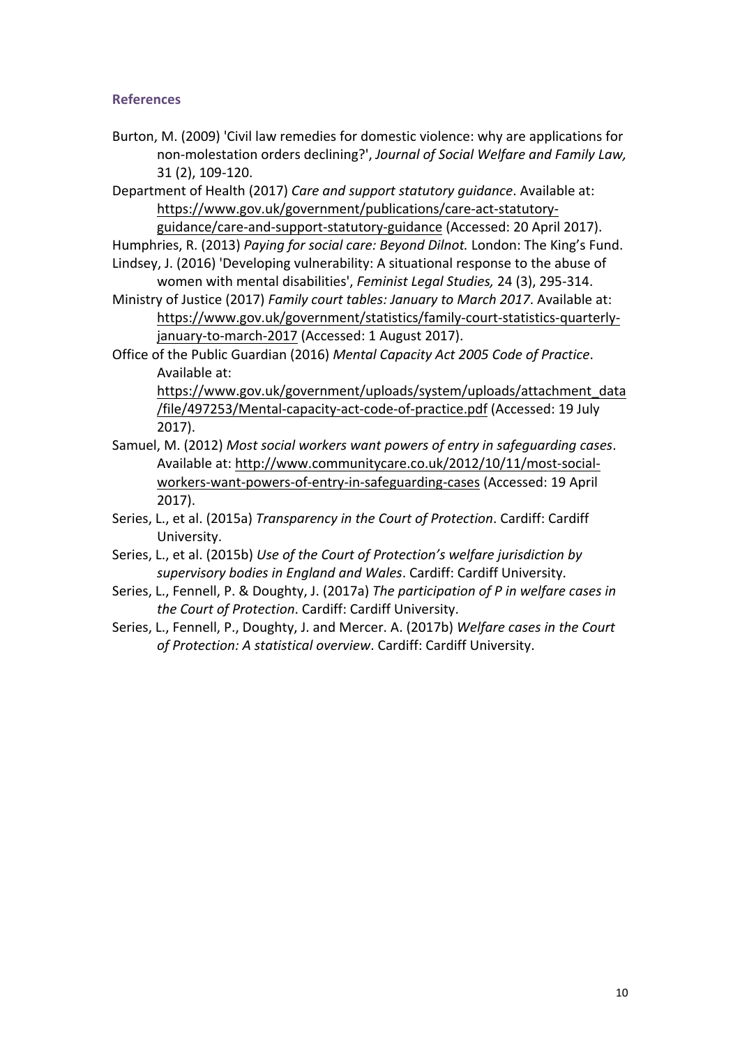### References

Burton, M. (2009) 'Civil law remedies for domestic violence: why are applications for non-molestation orders declining?', *Journal of Social Welfare and Family Law,* 31 (2), 109-120.

Department of Health (2017) *Care and support statutory guidance*. Available at: https://www.gov.uk/government/publications/care-act-statutory-guidance/care-and-support-statutory-guidance (Accessed: 20 April 2017).

Humphries, R. (2013) *Paying for social care: Beyond Dilnot.* London: The King's Fund.

Lindsey, J. (2016) 'Developing vulnerability: A situational response to the abuse of women with mental disabilities', *Feminist Legal Studies,* 24 (3), 295-314.

Ministry of Justice (2017) *Family court tables: January to March 2017*. Available at: https://www.gov.uk/government/statistics/family-court-statistics-quarterly-january-to-march-2017 (Accessed: 1 August 2017).

Office of the Public Guardian (2016) *Mental Capacity Act 2005 Code of Practice*. Available at: https://www.gov.uk/government/uploads/system/uploads/attachment_data/file/497253/Mental-capacity-act-code-of-practice.pdf (Accessed: 19 July 2017).

Samuel, M. (2012) *Most social workers want powers of entry in safeguarding cases*. Available at: http://www.communitycare.co.uk/2012/10/11/most-social-workers-want-powers-of-entry-in-safeguarding-cases (Accessed: 19 April 2017).

Series, L., et al. (2015a) *Transparency in the Court of Protection*. Cardiff: Cardiff University.

Series, L., et al. (2015b) *Use of the Court of Protection's welfare jurisdiction by supervisory bodies in England and Wales*. Cardiff: Cardiff University.

Series, L., Fennell, P. & Doughty, J. (2017a) *The participation of P in welfare cases in the Court of Protection*. Cardiff: Cardiff University.

Series, L., Fennell, P., Doughty, J. and Mercer. A. (2017b) *Welfare cases in the Court of Protection: A statistical overview*. Cardiff: Cardiff University.